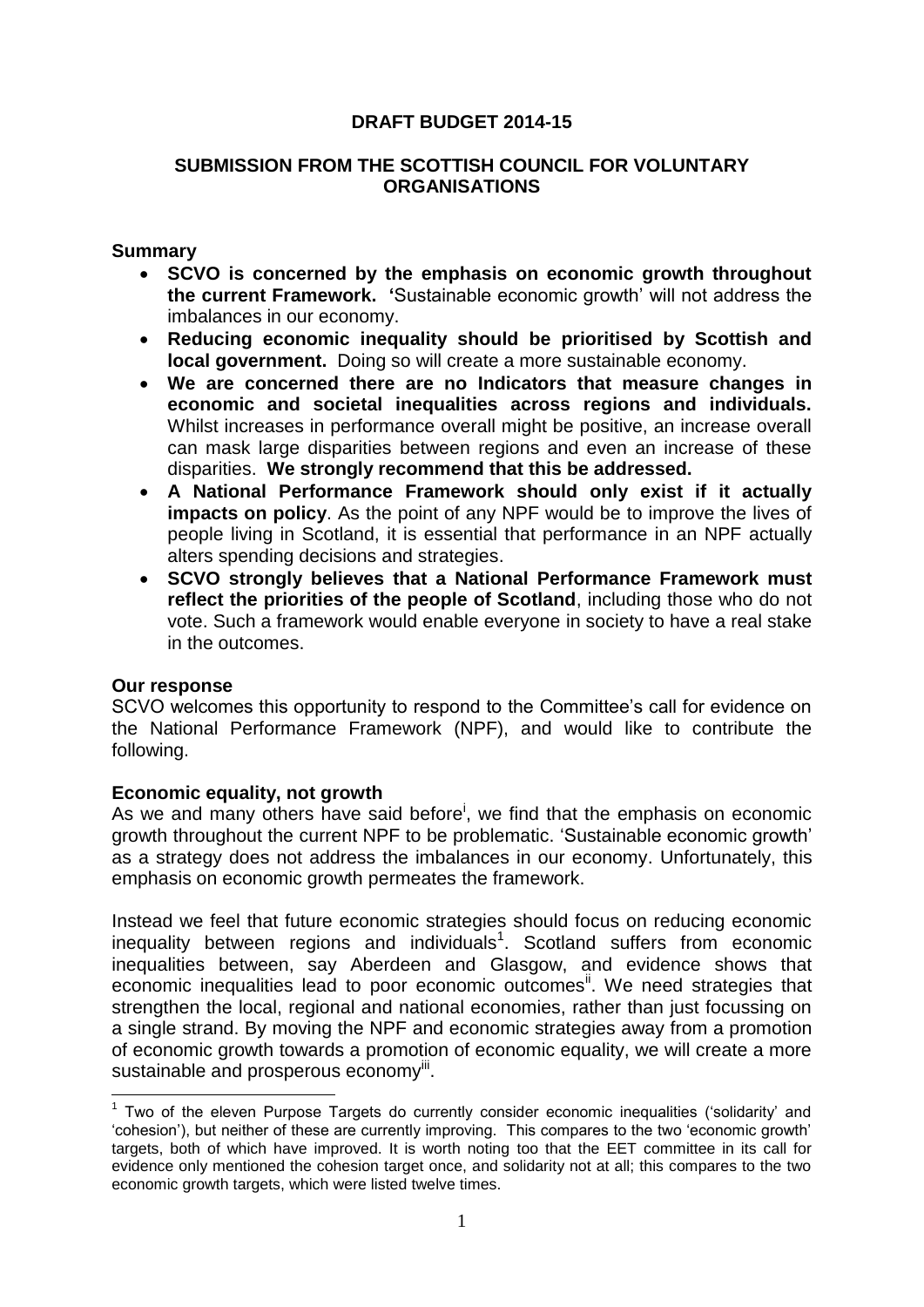# DRAFT BUDGET 2014-15

## SUBMISSION FROM THE SCOTTISH COUNCIL FOR VOLUNTARY ORGANISATIONS

### Summary

- **SCVO is concerned by the emphasis on economic growth throughout the current Framework.** 'Sustainable economic growth' will not address the imbalances in our economy.
- **Reducing economic inequality should be prioritised by Scottish and local government.** Doing so will create a more sustainable economy.
- **We are concerned there are no Indicators that measure changes in economic and societal inequalities across regions and individuals.** Whilst increases in performance overall might be positive, an increase overall can mask large disparities between regions and even an increase of these disparities. **We strongly recommend that this be addressed.**
- **A National Performance Framework should only exist if it actually impacts on policy**. As the point of any NPF would be to improve the lives of people living in Scotland, it is essential that performance in an NPF actually alters spending decisions and strategies.
- **SCVO strongly believes that a National Performance Framework must reflect the priorities of the people of Scotland**, including those who do not vote. Such a framework would enable everyone in society to have a real stake in the outcomes.

### Our response

SCVO welcomes this opportunity to respond to the Committee's call for evidence on the National Performance Framework (NPF), and would like to contribute the following.

### Economic equality, not growth

As we and many others have said before[i], we find that the emphasis on economic growth throughout the current NPF to be problematic. 'Sustainable economic growth' as a strategy does not address the imbalances in our economy. Unfortunately, this emphasis on economic growth permeates the framework.

Instead we feel that future economic strategies should focus on reducing economic inequality between regions and individuals[1]. Scotland suffers from economic inequalities between, say Aberdeen and Glasgow, and evidence shows that economic inequalities lead to poor economic outcomes[ii]. We need strategies that strengthen the local, regional and national economies, rather than just focussing on a single strand. By moving the NPF and economic strategies away from a promotion of economic growth towards a promotion of economic equality, we will create a more sustainable and prosperous economy[iii].

---

[1] Two of the eleven Purpose Targets do currently consider economic inequalities ('solidarity' and 'cohesion'), but neither of these are currently improving. This compares to the two 'economic growth' targets, both of which have improved. It is worth noting too that the EET committee in its call for evidence only mentioned the cohesion target once, and solidarity not at all; this compares to the two economic growth targets, which were listed twelve times.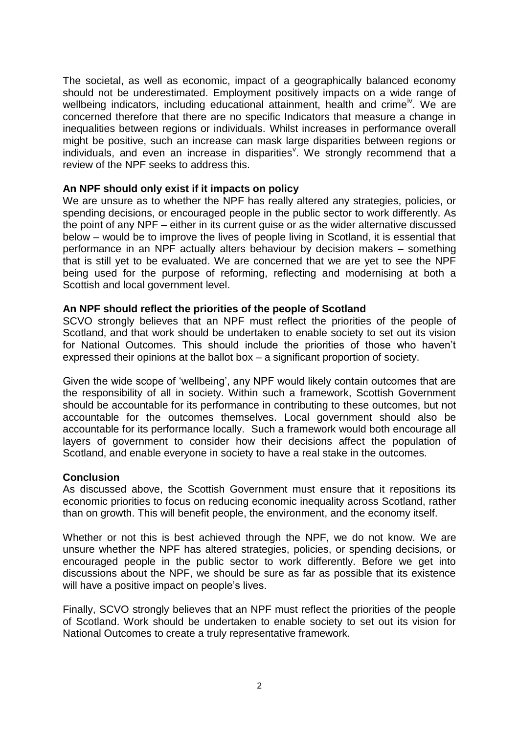The societal, as well as economic, impact of a geographically balanced economy should not be underestimated. Employment positively impacts on a wide range of wellbeing indicators, including educational attainment, health and crime[iv]. We are concerned therefore that there are no specific Indicators that measure a change in inequalities between regions or individuals. Whilst increases in performance overall might be positive, such an increase can mask large disparities between regions or individuals, and even an increase in disparities[v]. We strongly recommend that a review of the NPF seeks to address this.

**An NPF should only exist if it impacts on policy**

We are unsure as to whether the NPF has really altered any strategies, policies, or spending decisions, or encouraged people in the public sector to work differently. As the point of any NPF – either in its current guise or as the wider alternative discussed below – would be to improve the lives of people living in Scotland, it is essential that performance in an NPF actually alters behaviour by decision makers – something that is still yet to be evaluated. We are concerned that we are yet to see the NPF being used for the purpose of reforming, reflecting and modernising at both a Scottish and local government level.

**An NPF should reflect the priorities of the people of Scotland**

SCVO strongly believes that an NPF must reflect the priorities of the people of Scotland, and that work should be undertaken to enable society to set out its vision for National Outcomes. This should include the priorities of those who haven't expressed their opinions at the ballot box – a significant proportion of society.

Given the wide scope of 'wellbeing', any NPF would likely contain outcomes that are the responsibility of all in society. Within such a framework, Scottish Government should be accountable for its performance in contributing to these outcomes, but not accountable for the outcomes themselves. Local government should also be accountable for its performance locally. Such a framework would both encourage all layers of government to consider how their decisions affect the population of Scotland, and enable everyone in society to have a real stake in the outcomes.

**Conclusion**

As discussed above, the Scottish Government must ensure that it repositions its economic priorities to focus on reducing economic inequality across Scotland, rather than on growth. This will benefit people, the environment, and the economy itself.

Whether or not this is best achieved through the NPF, we do not know. We are unsure whether the NPF has altered strategies, policies, or spending decisions, or encouraged people in the public sector to work differently. Before we get into discussions about the NPF, we should be sure as far as possible that its existence will have a positive impact on people's lives.

Finally, SCVO strongly believes that an NPF must reflect the priorities of the people of Scotland. Work should be undertaken to enable society to set out its vision for National Outcomes to create a truly representative framework.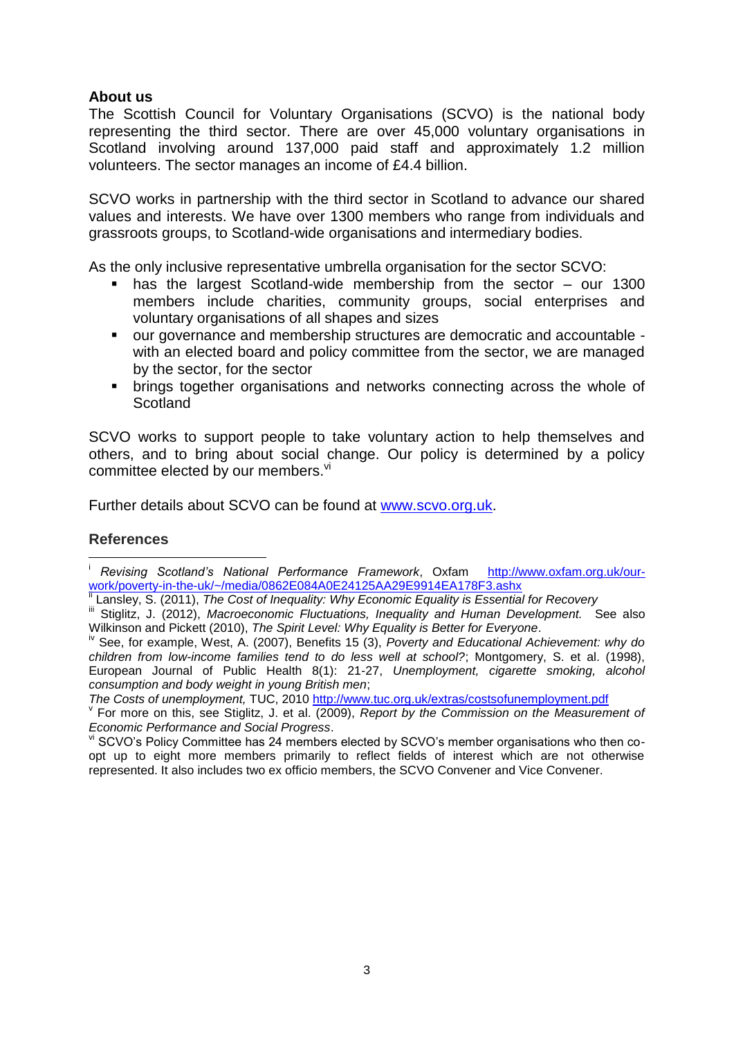## About us

The Scottish Council for Voluntary Organisations (SCVO) is the national body representing the third sector. There are over 45,000 voluntary organisations in Scotland involving around 137,000 paid staff and approximately 1.2 million volunteers. The sector manages an income of £4.4 billion.

SCVO works in partnership with the third sector in Scotland to advance our shared values and interests. We have over 1300 members who range from individuals and grassroots groups, to Scotland-wide organisations and intermediary bodies.

As the only inclusive representative umbrella organisation for the sector SCVO:

- has the largest Scotland-wide membership from the sector – our 1300 members include charities, community groups, social enterprises and voluntary organisations of all shapes and sizes
- our governance and membership structures are democratic and accountable - with an elected board and policy committee from the sector, we are managed by the sector, for the sector
- brings together organisations and networks connecting across the whole of Scotland

SCVO works to support people to take voluntary action to help themselves and others, and to bring about social change. Our policy is determined by a policy committee elected by our members.[vi]

Further details about SCVO can be found at www.scvo.org.uk.

## References

[i] *Revising Scotland's National Performance Framework*, Oxfam http://www.oxfam.org.uk/our-work/poverty-in-the-uk/~/media/0862E084A0E24125AA29E9914EA178F3.ashx

[ii] Lansley, S. (2011), *The Cost of Inequality: Why Economic Equality is Essential for Recovery*

[iii] Stiglitz, J. (2012), *Macroeconomic Fluctuations, Inequality and Human Development.* See also Wilkinson and Pickett (2010), *The Spirit Level: Why Equality is Better for Everyone*.

[iv] See, for example, West, A. (2007), Benefits 15 (3), *Poverty and Educational Achievement: why do children from low-income families tend to do less well at school?*; Montgomery, S. et al. (1998), European Journal of Public Health 8(1): 21-27, *Unemployment, cigarette smoking, alcohol consumption and body weight in young British men*;

*The Costs of unemployment,* TUC, 2010 http://www.tuc.org.uk/extras/costsofunemployment.pdf

[v] For more on this, see Stiglitz, J. et al. (2009), *Report by the Commission on the Measurement of Economic Performance and Social Progress*.

[vi] SCVO's Policy Committee has 24 members elected by SCVO's member organisations who then co-opt up to eight more members primarily to reflect fields of interest which are not otherwise represented. It also includes two ex officio members, the SCVO Convener and Vice Convener.